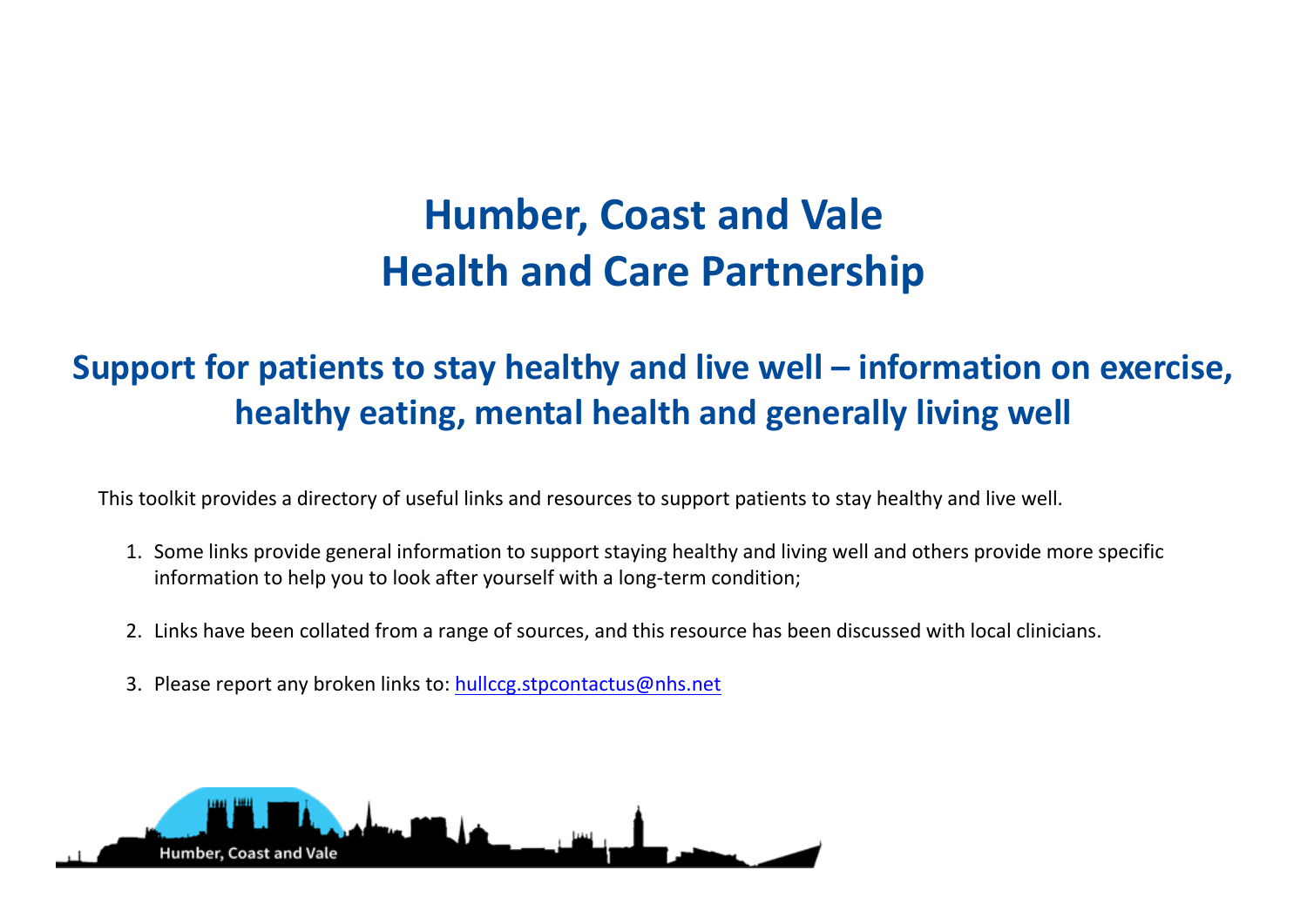# Humber, Coast and Vale
# Health and Care Partnership

## Support for patients to stay healthy and live well – information on exercise, healthy eating, mental health and generally living well

This toolkit provides a directory of useful links and resources to support patients to stay healthy and live well.

1. Some links provide general information to support staying healthy and living well and others provide more specific information to help you to look after yourself with a long-term condition;

2. Links have been collated from a range of sources, and this resource has been discussed with local clinicians.

3. Please report any broken links to: hullccg.stpcontactus@nhs.net

Humber, Coast and Vale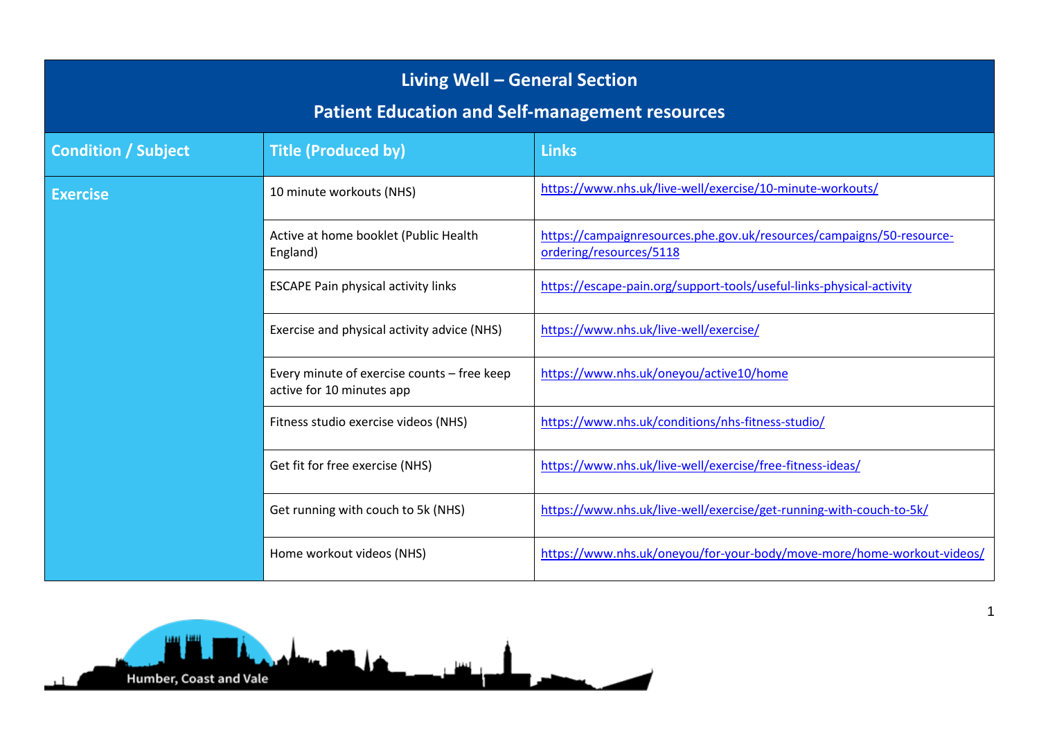| Living Well – General Section<br>Patient Education and Self-management resources | | |
|---|---|---|
| **Condition / Subject** | **Title (Produced by)** | **Links** |
| **Exercise** | 10 minute workouts (NHS) | https://www.nhs.uk/live-well/exercise/10-minute-workouts/ |
| | Active at home booklet (Public Health England) | https://campaignresources.phe.gov.uk/resources/campaigns/50-resource-ordering/resources/5118 |
| | ESCAPE Pain physical activity links | https://escape-pain.org/support-tools/useful-links-physical-activity |
| | Exercise and physical activity advice (NHS) | https://www.nhs.uk/live-well/exercise/ |
| | Every minute of exercise counts – free keep active for 10 minutes app | https://www.nhs.uk/oneyou/active10/home |
| | Fitness studio exercise videos (NHS) | https://www.nhs.uk/conditions/nhs-fitness-studio/ |
| | Get fit for free exercise (NHS) | https://www.nhs.uk/live-well/exercise/free-fitness-ideas/ |
| | Get running with couch to 5k (NHS) | https://www.nhs.uk/live-well/exercise/get-running-with-couch-to-5k/ |
| | Home workout videos (NHS) | https://www.nhs.uk/oneyou/for-your-body/move-more/home-workout-videos/ |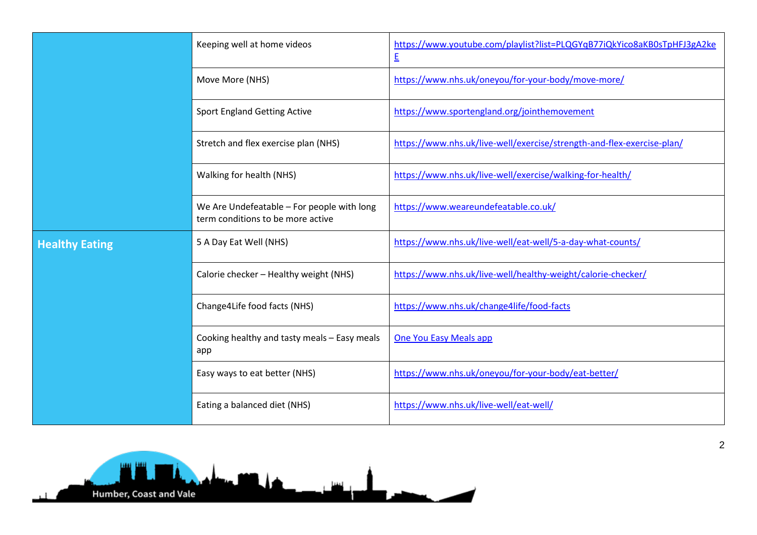| | | |
|---|---|---|
| | Keeping well at home videos | https://www.youtube.com/playlist?list=PLQGYqB77iQkYico8aKB0sTpHFJ3gA2keE |
| | Move More (NHS) | https://www.nhs.uk/oneyou/for-your-body/move-more/ |
| | Sport England Getting Active | https://www.sportengland.org/jointhemovement |
| | Stretch and flex exercise plan (NHS) | https://www.nhs.uk/live-well/exercise/strength-and-flex-exercise-plan/ |
| | Walking for health (NHS) | https://www.nhs.uk/live-well/exercise/walking-for-health/ |
| | We Are Undefeatable – For people with long term conditions to be more active | https://www.weareundefeatable.co.uk/ |
| **Healthy Eating** | 5 A Day Eat Well (NHS) | https://www.nhs.uk/live-well/eat-well/5-a-day-what-counts/ |
| | Calorie checker – Healthy weight (NHS) | https://www.nhs.uk/live-well/healthy-weight/calorie-checker/ |
| | Change4Life food facts (NHS) | https://www.nhs.uk/change4life/food-facts |
| | Cooking healthy and tasty meals – Easy meals app | One You Easy Meals app |
| | Easy ways to eat better (NHS) | https://www.nhs.uk/oneyou/for-your-body/eat-better/ |
| | Eating a balanced diet (NHS) | https://www.nhs.uk/live-well/eat-well/ |

Humber, Coast and Vale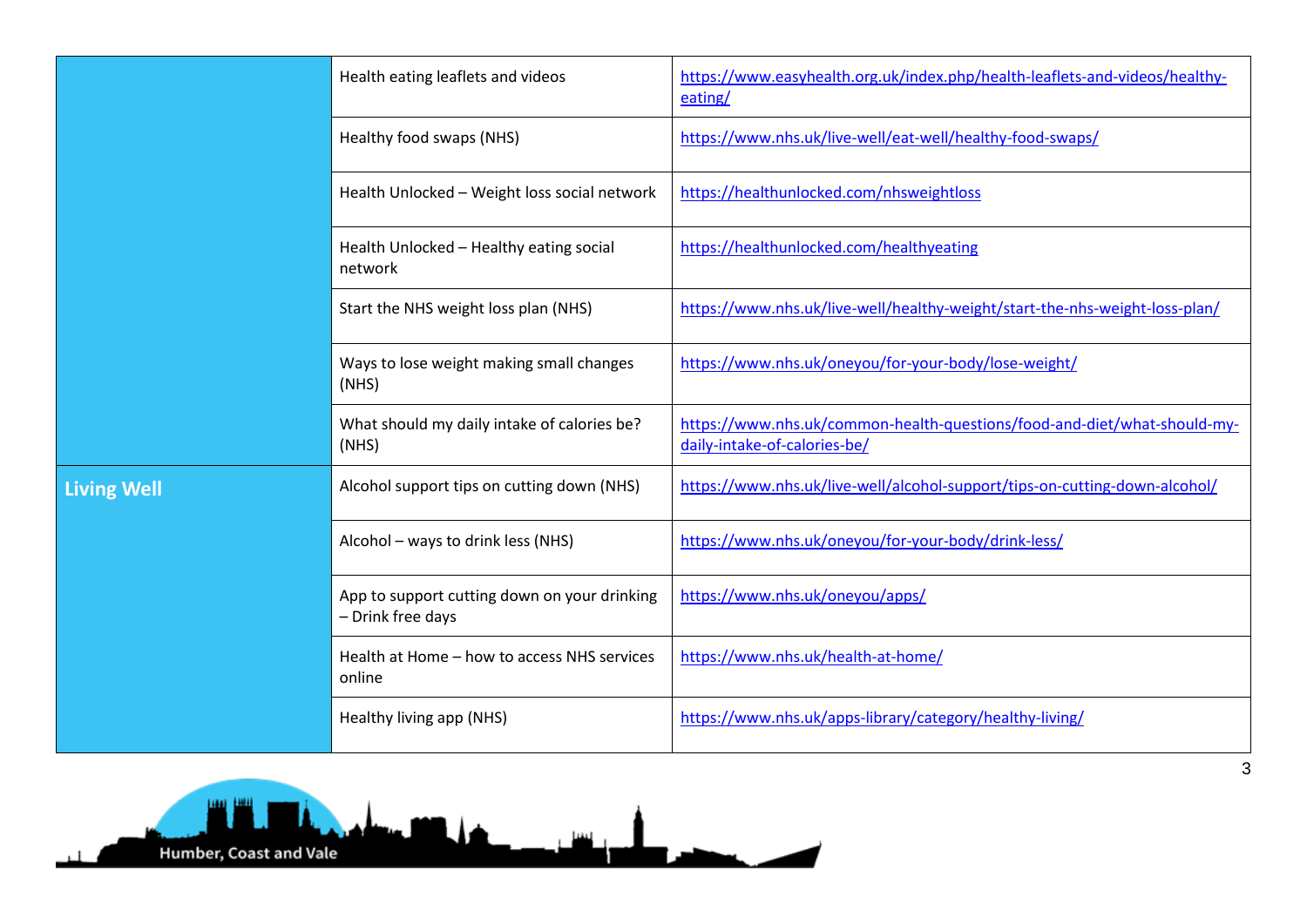| | | |
|---|---|---|
| | Health eating leaflets and videos | https://www.easyhealth.org.uk/index.php/health-leaflets-and-videos/healthy-eating/ |
| | Healthy food swaps (NHS) | https://www.nhs.uk/live-well/eat-well/healthy-food-swaps/ |
| | Health Unlocked – Weight loss social network | https://healthunlocked.com/nhsweightloss |
| | Health Unlocked – Healthy eating social network | https://healthunlocked.com/healthyeating |
| | Start the NHS weight loss plan (NHS) | https://www.nhs.uk/live-well/healthy-weight/start-the-nhs-weight-loss-plan/ |
| | Ways to lose weight making small changes (NHS) | https://www.nhs.uk/oneyou/for-your-body/lose-weight/ |
| | What should my daily intake of calories be? (NHS) | https://www.nhs.uk/common-health-questions/food-and-diet/what-should-my-daily-intake-of-calories-be/ |
| **Living Well** | Alcohol support tips on cutting down (NHS) | https://www.nhs.uk/live-well/alcohol-support/tips-on-cutting-down-alcohol/ |
| | Alcohol – ways to drink less (NHS) | https://www.nhs.uk/oneyou/for-your-body/drink-less/ |
| | App to support cutting down on your drinking – Drink free days | https://www.nhs.uk/oneyou/apps/ |
| | Health at Home – how to access NHS services online | https://www.nhs.uk/health-at-home/ |
| | Healthy living app (NHS) | https://www.nhs.uk/apps-library/category/healthy-living/ |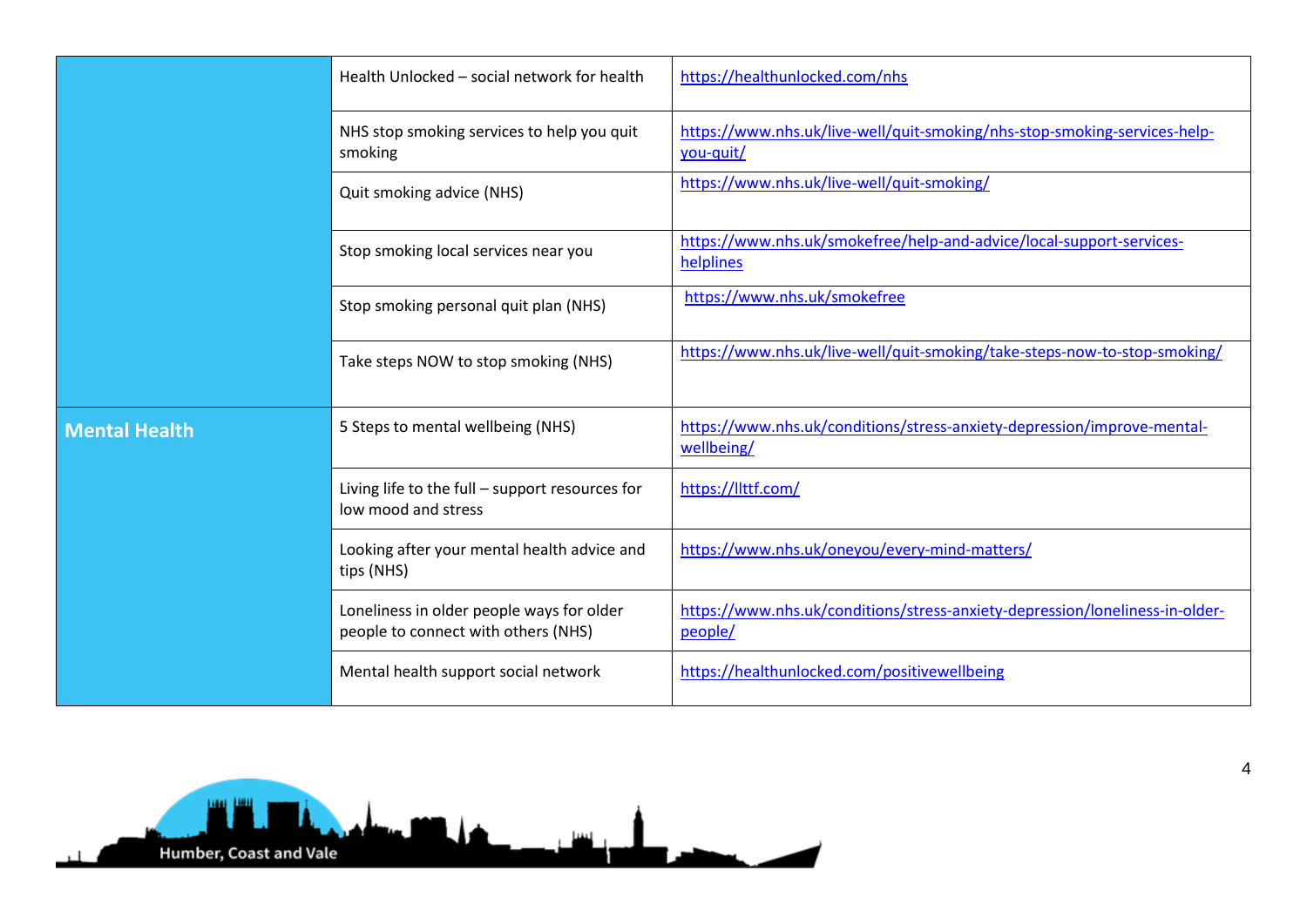| | | |
|---|---|---|
| | Health Unlocked – social network for health | https://healthunlocked.com/nhs |
| | NHS stop smoking services to help you quit smoking | https://www.nhs.uk/live-well/quit-smoking/nhs-stop-smoking-services-help-you-quit/ |
| | Quit smoking advice (NHS) | https://www.nhs.uk/live-well/quit-smoking/ |
| | Stop smoking local services near you | https://www.nhs.uk/smokefree/help-and-advice/local-support-services-helplines |
| | Stop smoking personal quit plan (NHS) | https://www.nhs.uk/smokefree |
| | Take steps NOW to stop smoking (NHS) | https://www.nhs.uk/live-well/quit-smoking/take-steps-now-to-stop-smoking/ |
| **Mental Health** | 5 Steps to mental wellbeing (NHS) | https://www.nhs.uk/conditions/stress-anxiety-depression/improve-mental-wellbeing/ |
| | Living life to the full – support resources for low mood and stress | https://llttf.com/ |
| | Looking after your mental health advice and tips (NHS) | https://www.nhs.uk/oneyou/every-mind-matters/ |
| | Loneliness in older people ways for older people to connect with others (NHS) | https://www.nhs.uk/conditions/stress-anxiety-depression/loneliness-in-older-people/ |
| | Mental health support social network | https://healthunlocked.com/positivewellbeing |

Humber, Coast and Vale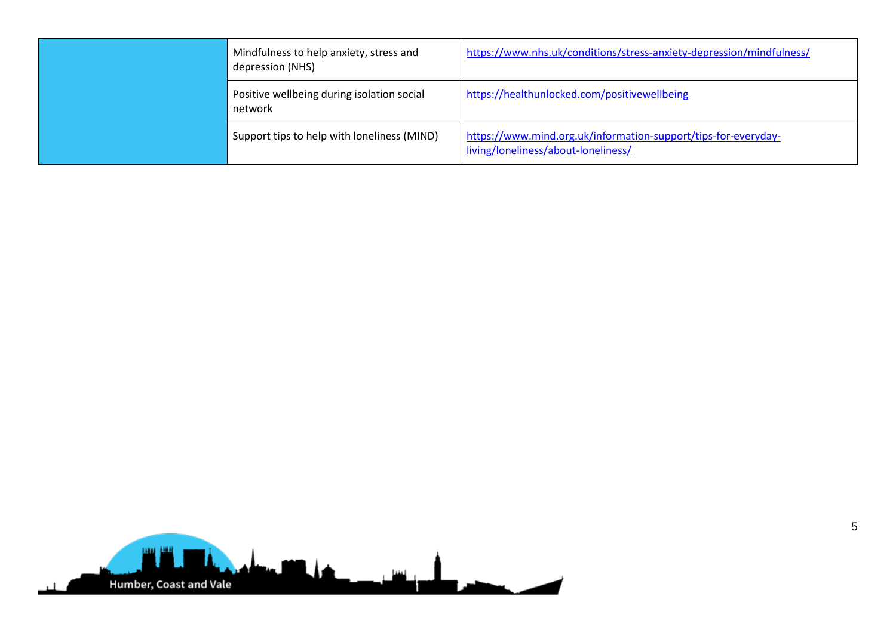| | | |
|---|---|---|
| | Mindfulness to help anxiety, stress and depression (NHS) | https://www.nhs.uk/conditions/stress-anxiety-depression/mindfulness/ |
| | Positive wellbeing during isolation social network | https://healthunlocked.com/positivewellbeing |
| | Support tips to help with loneliness (MIND) | https://www.mind.org.uk/information-support/tips-for-everyday-living/loneliness/about-loneliness/ |